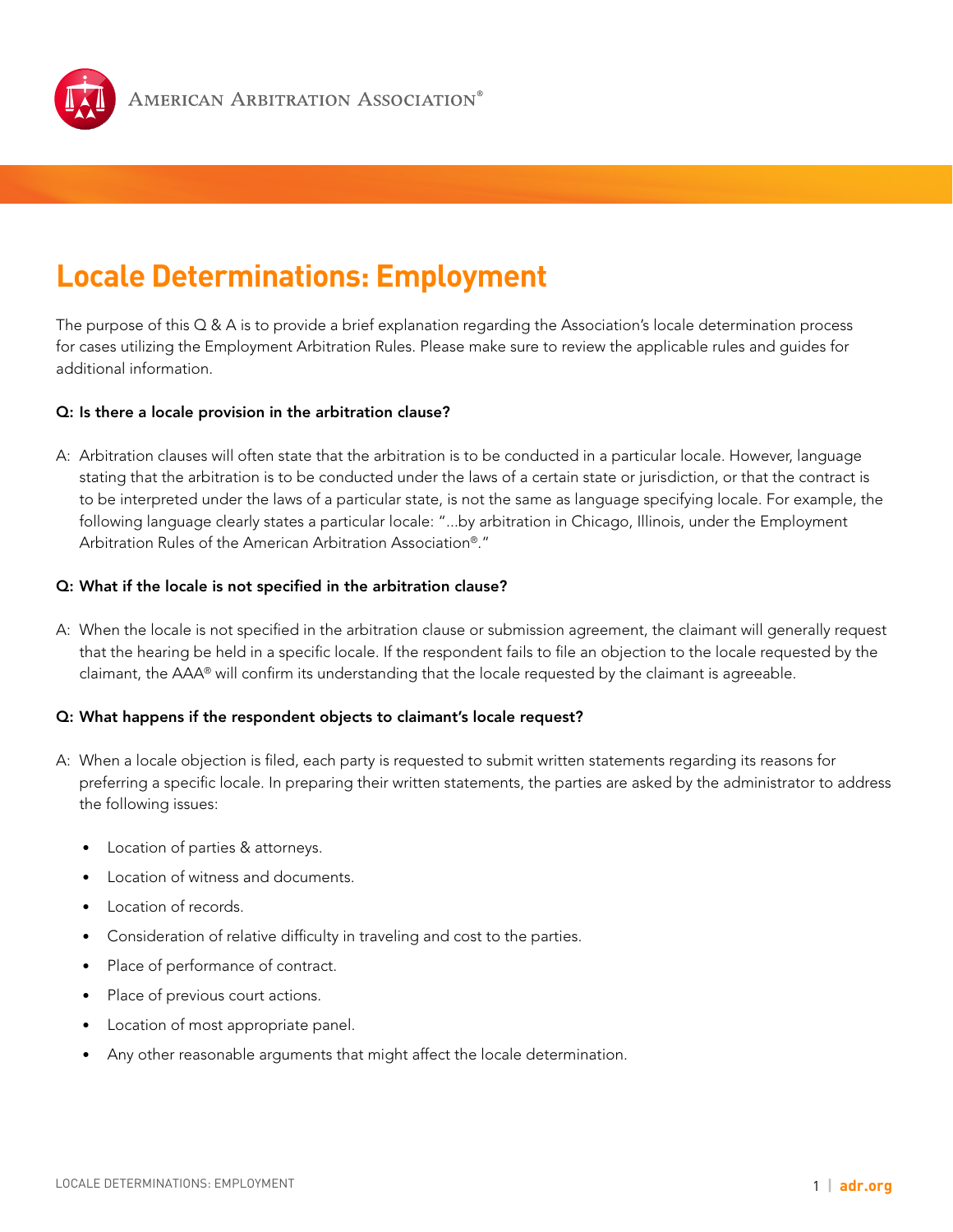American Arbitration Association®

# Locale Determinations: Employment

The purpose of this Q & A is to provide a brief explanation regarding the Association's locale determination process for cases utilizing the Employment Arbitration Rules. Please make sure to review the applicable rules and guides for additional information.

**Q: Is there a locale provision in the arbitration clause?**

A: Arbitration clauses will often state that the arbitration is to be conducted in a particular locale. However, language stating that the arbitration is to be conducted under the laws of a certain state or jurisdiction, or that the contract is to be interpreted under the laws of a particular state, is not the same as language specifying locale. For example, the following language clearly states a particular locale: "...by arbitration in Chicago, Illinois, under the Employment Arbitration Rules of the American Arbitration Association®."

**Q: What if the locale is not specified in the arbitration clause?**

A: When the locale is not specified in the arbitration clause or submission agreement, the claimant will generally request that the hearing be held in a specific locale. If the respondent fails to file an objection to the locale requested by the claimant, the AAA® will confirm its understanding that the locale requested by the claimant is agreeable.

**Q: What happens if the respondent objects to claimant's locale request?**

A: When a locale objection is filed, each party is requested to submit written statements regarding its reasons for preferring a specific locale. In preparing their written statements, the parties are asked by the administrator to address the following issues:

- Location of parties & attorneys.
- Location of witness and documents.
- Location of records.
- Consideration of relative difficulty in traveling and cost to the parties.
- Place of performance of contract.
- Place of previous court actions.
- Location of most appropriate panel.
- Any other reasonable arguments that might affect the locale determination.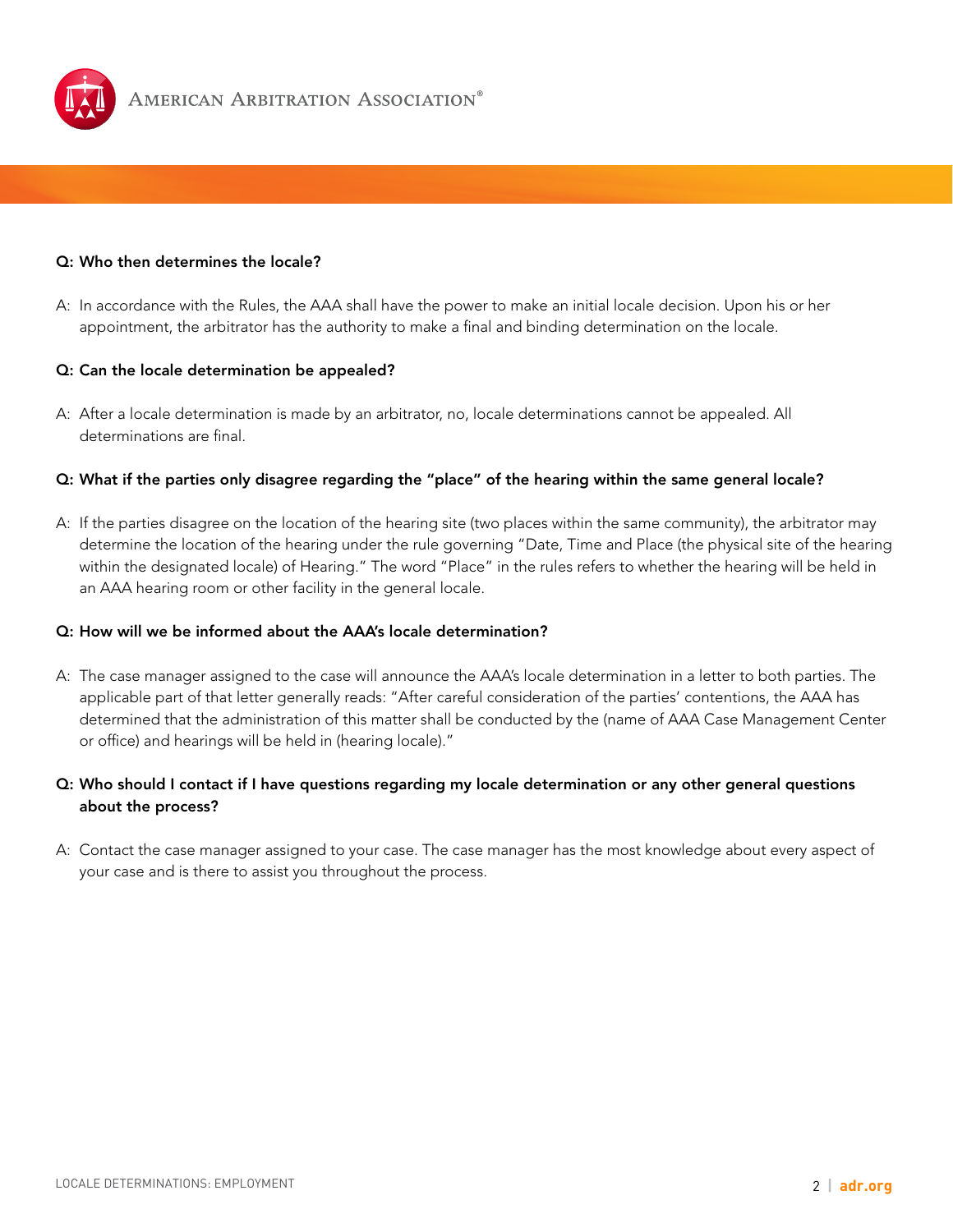**Q: Who then determines the locale?**

A: In accordance with the Rules, the AAA shall have the power to make an initial locale decision. Upon his or her appointment, the arbitrator has the authority to make a final and binding determination on the locale.

**Q: Can the locale determination be appealed?**

A: After a locale determination is made by an arbitrator, no, locale determinations cannot be appealed. All determinations are final.

**Q: What if the parties only disagree regarding the "place" of the hearing within the same general locale?**

A: If the parties disagree on the location of the hearing site (two places within the same community), the arbitrator may determine the location of the hearing under the rule governing "Date, Time and Place (the physical site of the hearing within the designated locale) of Hearing." The word "Place" in the rules refers to whether the hearing will be held in an AAA hearing room or other facility in the general locale.

**Q: How will we be informed about the AAA's locale determination?**

A: The case manager assigned to the case will announce the AAA's locale determination in a letter to both parties. The applicable part of that letter generally reads: "After careful consideration of the parties' contentions, the AAA has determined that the administration of this matter shall be conducted by the (name of AAA Case Management Center or office) and hearings will be held in (hearing locale)."

**Q: Who should I contact if I have questions regarding my locale determination or any other general questions about the process?**

A: Contact the case manager assigned to your case. The case manager has the most knowledge about every aspect of your case and is there to assist you throughout the process.